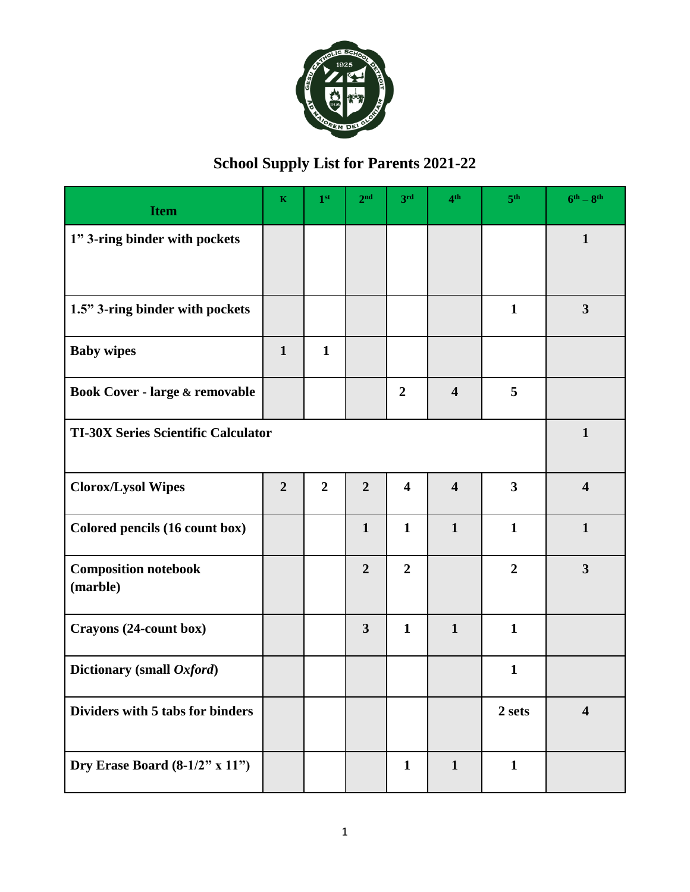# School Supply List for Parents 2021-22

| Item | K | 1st | 2nd | 3rd | 4th | 5th | 6th – 8th |
|---|---|---|---|---|---|---|---|
| **1" 3-ring binder with pockets** | | | | | | | **1** |
| **1.5" 3-ring binder with pockets** | | | | | | **1** | **3** |
| **Baby wipes** | **1** | **1** | | | | | |
| **Book Cover - large & removable** | | | | **2** | **4** | **5** | |
| **TI-30X Series Scientific Calculator** | | | | | | | **1** |
| **Clorox/Lysol Wipes** | **2** | **2** | **2** | **4** | **4** | **3** | **4** |
| **Colored pencils (16 count box)** | | | **1** | **1** | **1** | **1** | **1** |
| **Composition notebook (marble)** | | | **2** | **2** | | **2** | **3** |
| **Crayons (24-count box)** | | | **3** | **1** | **1** | **1** | |
| **Dictionary (small *Oxford*)** | | | | | | **1** | |
| **Dividers with 5 tabs for binders** | | | | | | **2 sets** | **4** |
| **Dry Erase Board (8-1/2" x 11")** | | | | **1** | **1** | **1** | |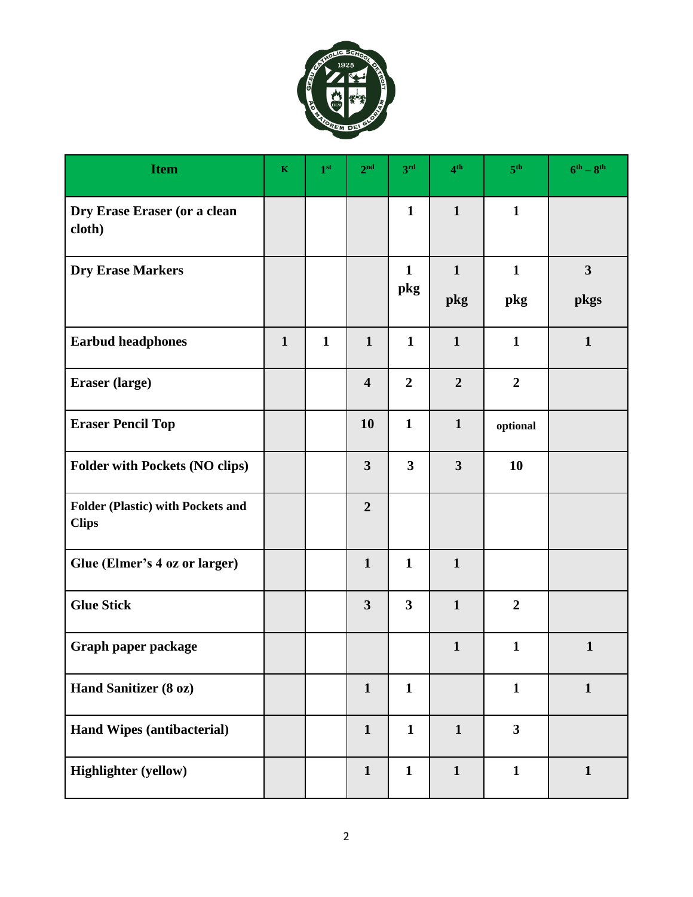| Item | K | 1st | 2nd | 3rd | 4th | 5th | 6th – 8th |
|---|---|---|---|---|---|---|---|
| **Dry Erase Eraser (or a clean cloth)** | | | | 1 | 1 | 1 | |
| **Dry Erase Markers** | | | | 1 pkg | 1 pkg | 1 pkg | 3 pkgs |
| **Earbud headphones** | 1 | 1 | 1 | 1 | 1 | 1 | 1 |
| **Eraser (large)** | | | 4 | 2 | 2 | 2 | |
| **Eraser Pencil Top** | | | 10 | 1 | 1 | optional | |
| **Folder with Pockets (NO clips)** | | | 3 | 3 | 3 | 10 | |
| **Folder (Plastic) with Pockets and Clips** | | | 2 | | | | |
| **Glue (Elmer's 4 oz or larger)** | | | 1 | 1 | 1 | | |
| **Glue Stick** | | | 3 | 3 | 1 | 2 | |
| **Graph paper package** | | | | | 1 | 1 | 1 |
| **Hand Sanitizer (8 oz)** | | | 1 | 1 | | 1 | 1 |
| **Hand Wipes (antibacterial)** | | | 1 | 1 | 1 | 3 | |
| **Highlighter (yellow)** | | | 1 | 1 | 1 | 1 | 1 |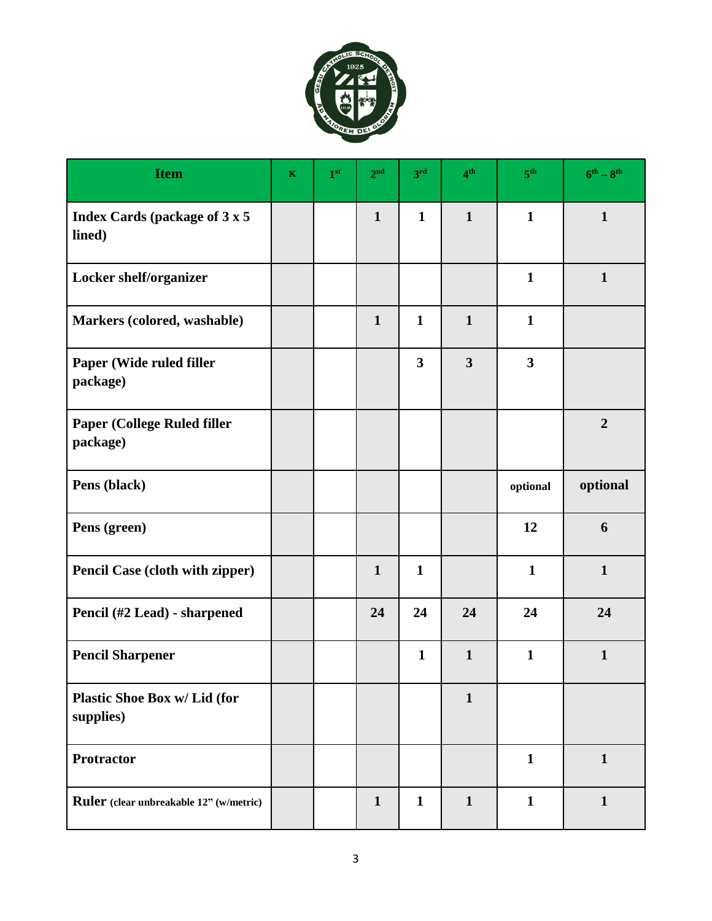| Item | K | 1st | 2nd | 3rd | 4th | 5th | 6th – 8th |
|---|---|---|---|---|---|---|---|
| **Index Cards (package of 3 x 5 lined)** | | | 1 | 1 | 1 | 1 | 1 |
| **Locker shelf/organizer** | | | | | | 1 | 1 |
| **Markers (colored, washable)** | | | 1 | 1 | 1 | 1 | |
| **Paper (Wide ruled filler package)** | | | | 3 | 3 | 3 | |
| **Paper (College Ruled filler package)** | | | | | | | 2 |
| **Pens (black)** | | | | | | optional | optional |
| **Pens (green)** | | | | | | 12 | 6 |
| **Pencil Case (cloth with zipper)** | | | 1 | 1 | | 1 | 1 |
| **Pencil (#2 Lead) - sharpened** | | | 24 | 24 | 24 | 24 | 24 |
| **Pencil Sharpener** | | | | 1 | 1 | 1 | 1 |
| **Plastic Shoe Box w/ Lid (for supplies)** | | | | | 1 | | |
| **Protractor** | | | | | | 1 | 1 |
| **Ruler** (clear unbreakable 12" (w/metric) | | | 1 | 1 | 1 | 1 | 1 |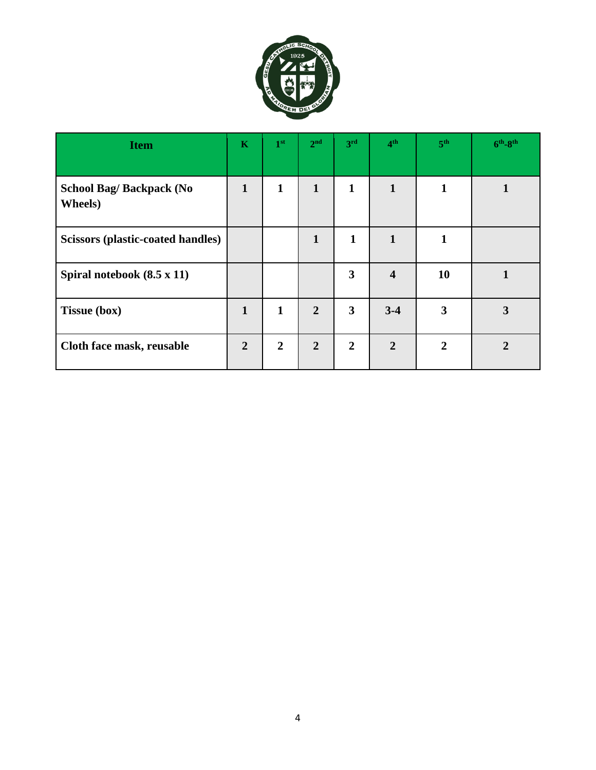| Item | K | 1st | 2nd | 3rd | 4th | 5th | 6th-8th |
|---|---|---|---|---|---|---|---|
| School Bag/ Backpack (No Wheels) | 1 | 1 | 1 | 1 | 1 | 1 | 1 |
| Scissors (plastic-coated handles) | | | 1 | 1 | 1 | 1 | |
| Spiral notebook (8.5 x 11) | | | | 3 | 4 | 10 | 1 |
| Tissue (box) | 1 | 1 | 2 | 3 | 3-4 | 3 | 3 |
| Cloth face mask, reusable | 2 | 2 | 2 | 2 | 2 | 2 | 2 |